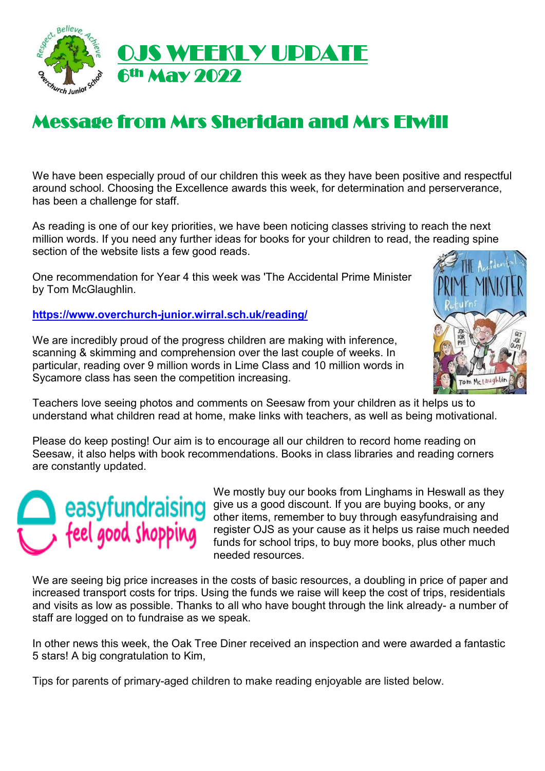# OJS WEEKLY UPDATE
## 6th May 2022

## Message from Mrs Sheridan and Mrs Elwill

We have been especially proud of our children this week as they have been positive and respectful around school. Choosing the Excellence awards this week, for determination and perserverance, has been a challenge for staff.

As reading is one of our key priorities, we have been noticing classes striving to reach the next million words. If you need any further ideas for books for your children to read, the reading spine section of the website lists a few good reads.

One recommendation for Year 4 this week was 'The Accidental Prime Minister by Tom McGlaughlin.

**https://www.overchurch-junior.wirral.sch.uk/reading/**

We are incredibly proud of the progress children are making with inference, scanning & skimming and comprehension over the last couple of weeks. In particular, reading over 9 million words in Lime Class and 10 million words in Sycamore class has seen the competition increasing.

Teachers love seeing photos and comments on Seesaw from your children as it helps us to understand what children read at home, make links with teachers, as well as being motivational.

Please do keep posting! Our aim is to encourage all our children to record home reading on Seesaw, it also helps with book recommendations. Books in class libraries and reading corners are constantly updated.

We mostly buy our books from Linghams in Heswall as they give us a good discount. If you are buying books, or any other items, remember to buy through easyfundraising and register OJS as your cause as it helps us raise much needed funds for school trips, to buy more books, plus other much needed resources.

We are seeing big price increases in the costs of basic resources, a doubling in price of paper and increased transport costs for trips. Using the funds we raise will keep the cost of trips, residentials and visits as low as possible. Thanks to all who have bought through the link already- a number of staff are logged on to fundraise as we speak.

In other news this week, the Oak Tree Diner received an inspection and were awarded a fantastic 5 stars! A big congratulation to Kim,

Tips for parents of primary-aged children to make reading enjoyable are listed below.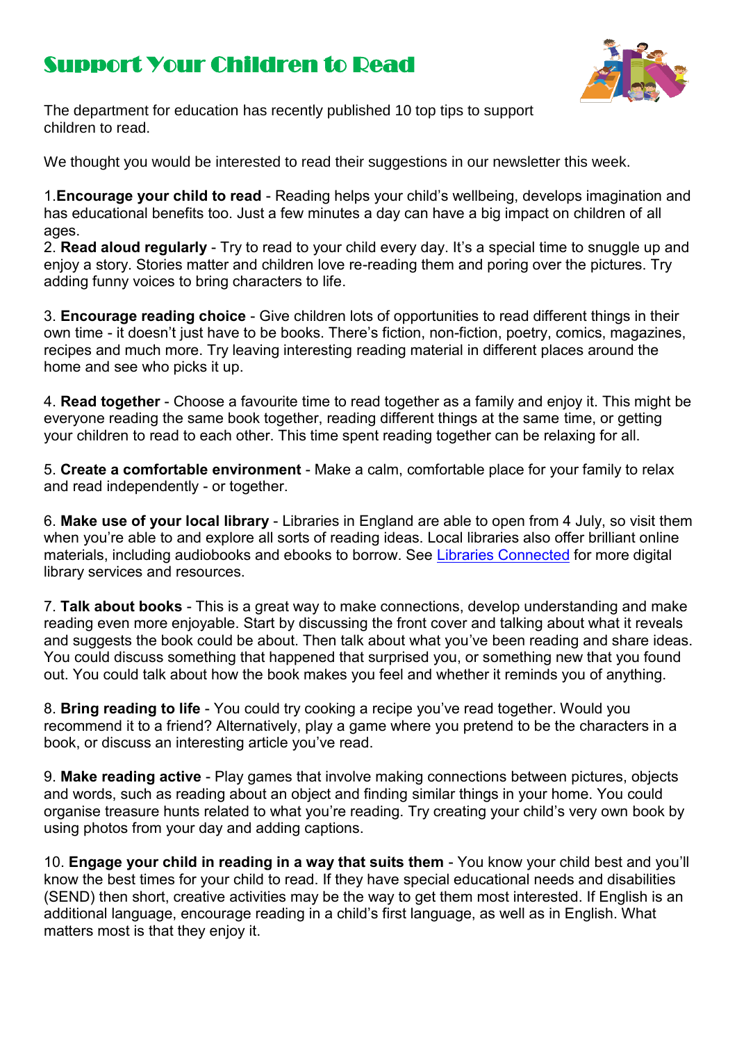# Support Your Children to Read

The department for education has recently published 10 top tips to support children to read.

We thought you would be interested to read their suggestions in our newsletter this week.

1. **Encourage your child to read** - Reading helps your child's wellbeing, develops imagination and has educational benefits too. Just a few minutes a day can have a big impact on children of all ages.
2. **Read aloud regularly** - Try to read to your child every day. It's a special time to snuggle up and enjoy a story. Stories matter and children love re-reading them and poring over the pictures. Try adding funny voices to bring characters to life.

3. **Encourage reading choice** - Give children lots of opportunities to read different things in their own time - it doesn't just have to be books. There's fiction, non-fiction, poetry, comics, magazines, recipes and much more. Try leaving interesting reading material in different places around the home and see who picks it up.

4. **Read together** - Choose a favourite time to read together as a family and enjoy it. This might be everyone reading the same book together, reading different things at the same time, or getting your children to read to each other. This time spent reading together can be relaxing for all.

5. **Create a comfortable environment** - Make a calm, comfortable place for your family to relax and read independently - or together.

6. **Make use of your local library** - Libraries in England are able to open from 4 July, so visit them when you're able to and explore all sorts of reading ideas. Local libraries also offer brilliant online materials, including audiobooks and ebooks to borrow. See Libraries Connected for more digital library services and resources.

7. **Talk about books** - This is a great way to make connections, develop understanding and make reading even more enjoyable. Start by discussing the front cover and talking about what it reveals and suggests the book could be about. Then talk about what you've been reading and share ideas. You could discuss something that happened that surprised you, or something new that you found out. You could talk about how the book makes you feel and whether it reminds you of anything.

8. **Bring reading to life** - You could try cooking a recipe you've read together. Would you recommend it to a friend? Alternatively, play a game where you pretend to be the characters in a book, or discuss an interesting article you've read.

9. **Make reading active** - Play games that involve making connections between pictures, objects and words, such as reading about an object and finding similar things in your home. You could organise treasure hunts related to what you're reading. Try creating your child's very own book by using photos from your day and adding captions.

10. **Engage your child in reading in a way that suits them** - You know your child best and you'll know the best times for your child to read. If they have special educational needs and disabilities (SEND) then short, creative activities may be the way to get them most interested. If English is an additional language, encourage reading in a child's first language, as well as in English. What matters most is that they enjoy it.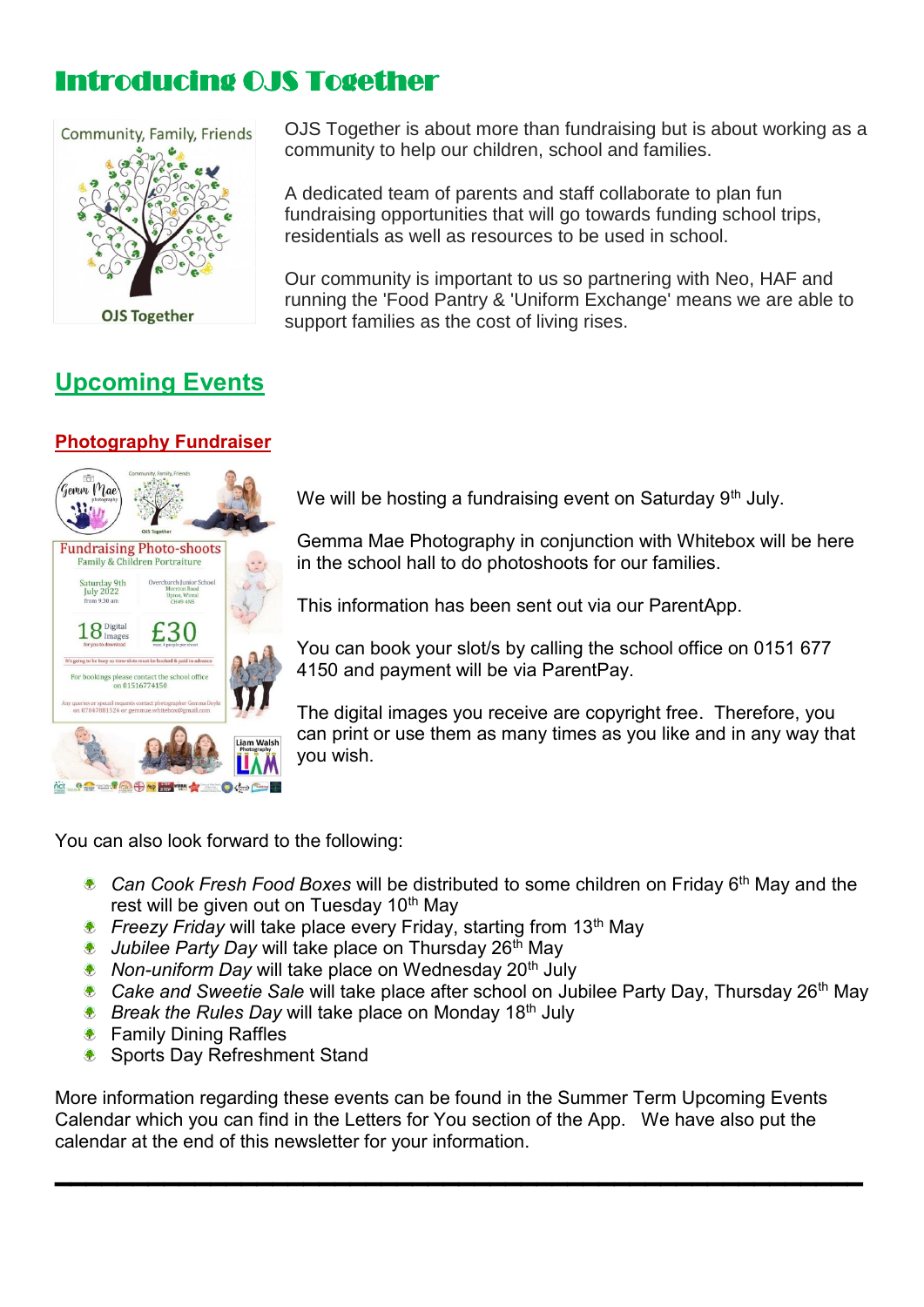# Introducing OJS Together

OJS Together is about more than fundraising but is about working as a community to help our children, school and families.

A dedicated team of parents and staff collaborate to plan fun fundraising opportunities that will go towards funding school trips, residentials as well as resources to be used in school.

Our community is important to us so partnering with Neo, HAF and running the 'Food Pantry & 'Uniform Exchange' means we are able to support families as the cost of living rises.

## Upcoming Events

### Photography Fundraiser

We will be hosting a fundraising event on Saturday 9th July.

Gemma Mae Photography in conjunction with Whitebox will be here in the school hall to do photoshoots for our families.

This information has been sent out via our ParentApp.

You can book your slot/s by calling the school office on 0151 677 4150 and payment will be via ParentPay.

The digital images you receive are copyright free. Therefore, you can print or use them as many times as you like and in any way that you wish.

You can also look forward to the following:

- *Can Cook Fresh Food Boxes* will be distributed to some children on Friday 6th May and the rest will be given out on Tuesday 10th May
- *Freezy Friday* will take place every Friday, starting from 13th May
- *Jubilee Party Day* will take place on Thursday 26th May
- *Non-uniform Day* will take place on Wednesday 20th July
- *Cake and Sweetie Sale* will take place after school on Jubilee Party Day, Thursday 26th May
- *Break the Rules Day* will take place on Monday 18th July
- Family Dining Raffles
- Sports Day Refreshment Stand

More information regarding these events can be found in the Summer Term Upcoming Events Calendar which you can find in the Letters for You section of the App. We have also put the calendar at the end of this newsletter for your information.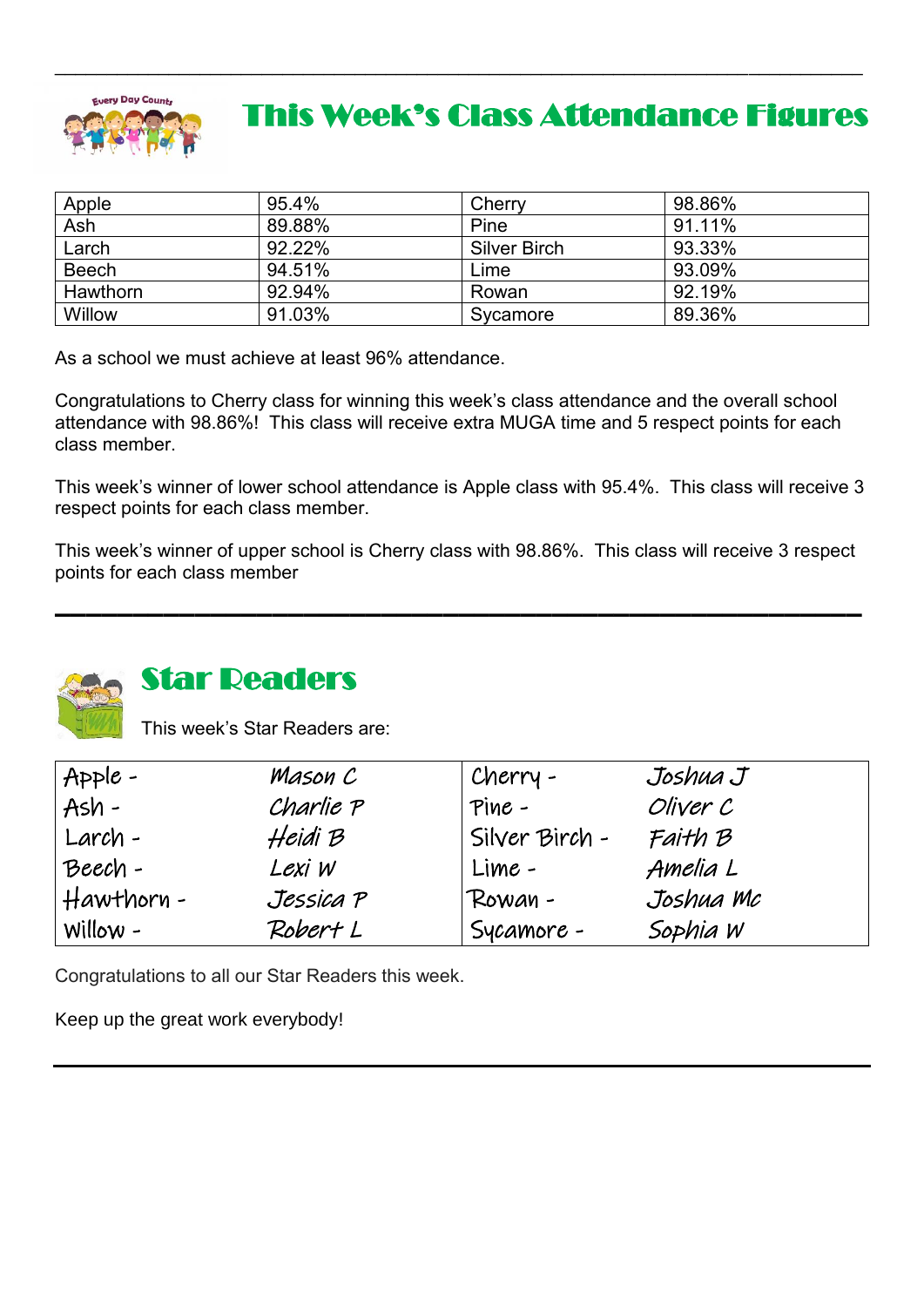## This Week's Class Attendance Figures

| Apple | 95.4% | Cherry | 98.86% |
|---|---|---|---|
| Ash | 89.88% | Pine | 91.11% |
| Larch | 92.22% | Silver Birch | 93.33% |
| Beech | 94.51% | Lime | 93.09% |
| Hawthorn | 92.94% | Rowan | 92.19% |
| Willow | 91.03% | Sycamore | 89.36% |

As a school we must achieve at least 96% attendance.

Congratulations to Cherry class for winning this week's class attendance and the overall school attendance with 98.86%! This class will receive extra MUGA time and 5 respect points for each class member.

This week's winner of lower school attendance is Apple class with 95.4%. This class will receive 3 respect points for each class member.

This week's winner of upper school is Cherry class with 98.86%. This class will receive 3 respect points for each class member

## Star Readers

This week's Star Readers are:

| Apple - | Mason C | Cherry - | Joshua J |
|---|---|---|---|
| Ash - | Charlie P | Pine - | Oliver C |
| Larch - | Heidi B | Silver Birch - | Faith B |
| Beech - | Lexi W | Lime - | Amelia L |
| Hawthorn - | Jessica P | Rowan - | Joshua Mc |
| Willow - | Robert L | Sycamore - | Sophia W |

Congratulations to all our Star Readers this week.

Keep up the great work everybody!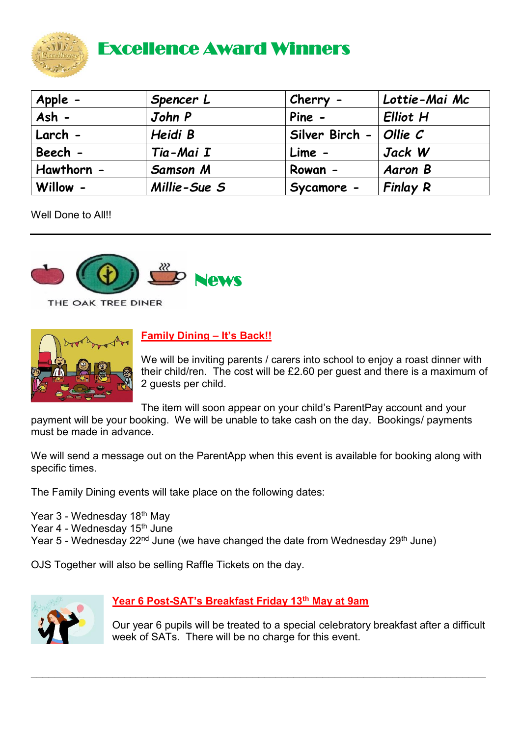# Excellence Award Winners

| Apple - | Spencer L | Cherry - | Lottie-Mai Mc |
|---|---|---|---|
| Ash - | John P | Pine - | Elliot H |
| Larch - | Heidi B | Silver Birch - | Ollie C |
| Beech - | Tia-Mai I | Lime - | Jack W |
| Hawthorn - | Samson M | Rowan - | Aaron B |
| Willow - | Millie-Sue S | Sycamore - | Finlay R |

Well Done to All!!

---

THE OAK TREE DINER

# News

## Family Dining – It's Back!!

We will be inviting parents / carers into school to enjoy a roast dinner with their child/ren. The cost will be £2.60 per guest and there is a maximum of 2 guests per child.

The item will soon appear on your child's ParentPay account and your payment will be your booking. We will be unable to take cash on the day. Bookings/ payments must be made in advance.

We will send a message out on the ParentApp when this event is available for booking along with specific times.

The Family Dining events will take place on the following dates:

Year 3 - Wednesday 18th May
Year 4 - Wednesday 15th June
Year 5 - Wednesday 22nd June (we have changed the date from Wednesday 29th June)

OJS Together will also be selling Raffle Tickets on the day.

## Year 6 Post-SAT's Breakfast Friday 13th May at 9am

Our year 6 pupils will be treated to a special celebratory breakfast after a difficult week of SATs. There will be no charge for this event.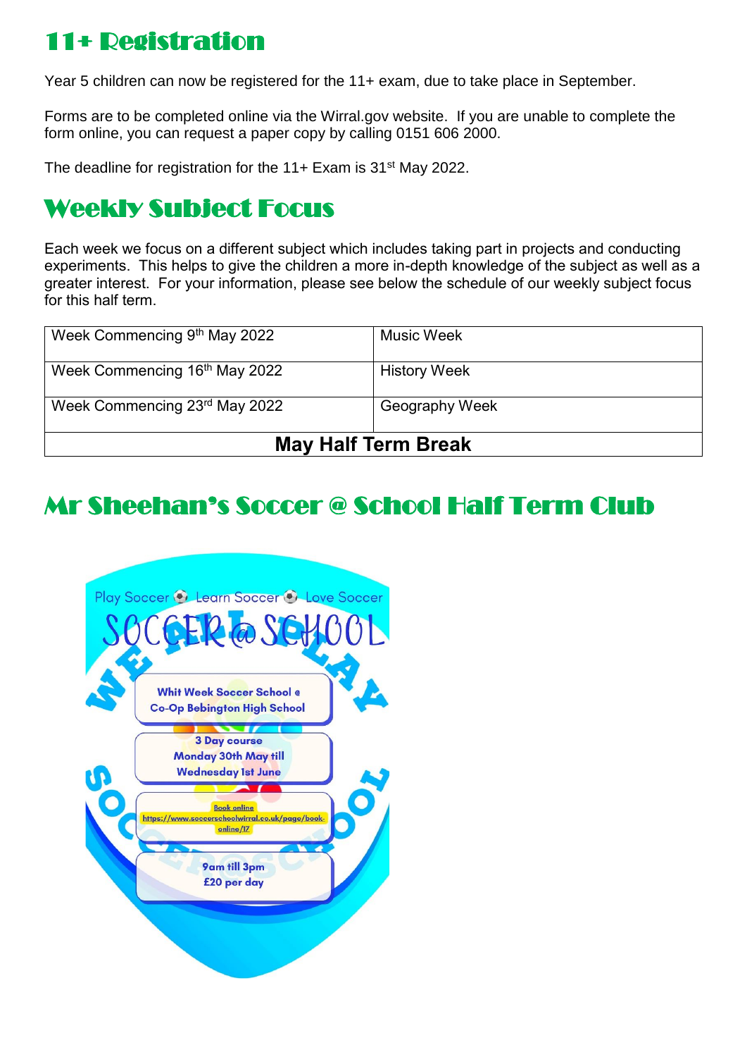## 11+ Registration

Year 5 children can now be registered for the 11+ exam, due to take place in September.

Forms are to be completed online via the Wirral.gov website. If you are unable to complete the form online, you can request a paper copy by calling 0151 606 2000.

The deadline for registration for the 11+ Exam is 31st May 2022.

## Weekly Subject Focus

Each week we focus on a different subject which includes taking part in projects and conducting experiments. This helps to give the children a more in-depth knowledge of the subject as well as a greater interest. For your information, please see below the schedule of our weekly subject focus for this half term.

| Week Commencing 9th May 2022 | Music Week |
|---|---|
| Week Commencing 16th May 2022 | History Week |
| Week Commencing 23rd May 2022 | Geography Week |
| **May Half Term Break** | |

## Mr Sheehan's Soccer @ School Half Term Club

Play Soccer ⚽ Learn Soccer ⚽ Love Soccer

SOCCER @ SCHOOL

WE ALL PLAY

Whit Week Soccer School @ Co-Op Bebington High School

3 Day course
Monday 30th May till Wednesday 1st June

Book online
https://www.soccerschoolwirral.co.uk/page/book-online/17

9am till 3pm
£20 per day

SOCCER @ SCHOOL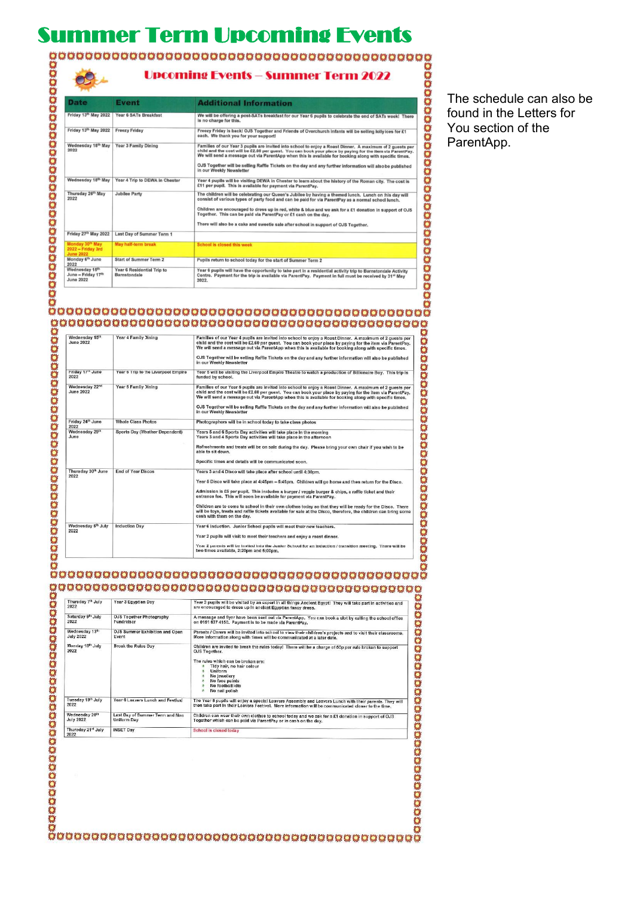# Summer Term Upcoming Events

The schedule can also be found in the Letters for You section of the ParentApp.

## Upcoming Events – Summer Term 2022

| Date | Event | Additional Information |
|---|---|---|
| Friday 13th May 2022 | Year 6 SATs Breakfast | We will be offering a post-SATs breakfast for our Year 6 pupils to celebrate the end of SATs week! There is no charge for this. |
| Friday 13th May 2022 | Freezy Friday | Freezy Friday is back! OJS Together and Friends of Overchurch Infants will be selling lolly ices for £1 each. We thank you for your support! |
| Wednesday 18th May 2022 | Year 3 Family Dining | Families of our Year 3 pupils are invited into school to enjoy a Roast Dinner. A maximum of 2 guests per child and the cost will be £2.60 per guest. You can book your place by paying for the item via ParentPay. We will send a message out via ParentApp when this is available for booking along with specific times.<br><br>OJS Together will be selling Raffle Tickets on the day and any further information will also be published in our Weekly Newsletter |
| Wednesday 18th May | Year 4 Trip to DEWA in Chester | Year 4 pupils will be visiting DEWA in Chester to learn about the history of the Roman city. The cost is £11 per pupil. This is available for payment via ParentPay. |
| Thursday 26th May 2022 | Jubilee Party | The children will be celebrating our Queen's Jubilee by having a themed lunch. Lunch on this day will consist of various types of party food and can be paid for via ParentPay as a normal school lunch.<br><br>Children are encouraged to dress up in red, white & blue and we ask for a £1 donation in support of OJS Together. This can be paid via ParentPay or £1 cash on the day.<br><br>There will also be a cake and sweetie sale after school in support of OJS Together. |
| Friday 27th May 2022 | Last Day of Summer Term 1 | |
| Monday 30th May 2022 – Friday 3rd June 2022 | May half-term break | School is closed this week |
| Monday 6th June 2022 | Start of Summer Term 2 | Pupils return to school today for the start of Summer Term 2 |
| Wednesday 15th June – Friday 17th June 2022 | Year 6 Residential Trip to Barnstondale | Year 6 pupils will have the opportunity to take part in a residential activity trip to Barnstondale Activity Centre. Payment for the trip is available via ParentPay. Payment in full must be received by 31st May 2022. |
| Wednesday 15th June 2022 | Year 4 Family Dining | Families of our Year 4 pupils are invited into school to enjoy a Roast Dinner. A maximum of 2 guests per child and the cost will be £2.60 per guest. You can book your place by paying for the item via ParentPay. We will send a message out via ParentApp when this is available for booking along with specific times.<br><br>OJS Together will be selling Raffle Tickets on the day and any further information will also be published in our Weekly Newsletter |
| Friday 17th June 2022 | Year 5 Trip to the Liverpool Empire | Year 5 will be visiting the Liverpool Empire Theatre to watch a production of Billionaire Boy. This trip is funded by school. |
| Wednesday 22nd June 2022 | Year 5 Family Dining | Families of our Year 5 pupils are invited into school to enjoy a Roast Dinner. A maximum of 2 guests per child and the cost will be £2.60 per guest. You can book your place by paying for the item via ParentPay. We will send a message out via ParentApp when this is available for booking along with specific times.<br><br>OJS Together will be selling Raffle Tickets on the day and any further information will also be published in our Weekly Newsletter |
| Friday 24th June 2022 | Whole Class Photos | Photographers will be in school today to take class photos |
| Wednesday 29th June | Sports Day (Weather Dependent) | Years 5 and 6 Sports Day activities will take place in the morning<br>Years 3 and 4 Sports Day activities will take place in the afternoon<br><br>Refreshments and treats will be on sale during the day. Please bring your own chair if you wish to be able to sit down.<br><br>Specific times and details will be communicated soon. |
| Thursday 30th June 2022 | End of Year Discos | Years 3 and 4 Disco will take place after school until 4:30pm.<br><br>Year 6 Disco will take place at 4:45pm – 5:45pm. Children will go home and then return for the Disco.<br><br>Admission is £5 per pupil. This includes a burger / veggie burger & chips, a raffle ticket and their entrance fee. This will soon be available for payment via ParentPay.<br><br>Children are to come to school in their own clothes today so that they will be ready for the Disco. There will be toys, treats and raffle tickets available for sale at the Disco, therefore, the children can bring some cash with them on the day. |
| Wednesday 6th July 2022 | Induction Day | Year 6 induction. Junior School pupils will meet their new teachers.<br><br>Year 2 pupils will visit to meet their teachers and enjoy a roast dinner.<br><br>Year 2 parents will be invited into the Junior School for an induction / transition meeting. There will be two times available, 2:20pm and 6:00pm. |
| Thursday 7th July 2022 | Year 3 Egyptian Day | Year 3 pupils will be visited by an expert in all things Ancient Egypt! They will take part in activities and are encouraged to dress up in ancient Egyptian fancy dress. |
| Saturday 9th July 2022 | OJS Together Photography Fundraiser | A message and flyer have been sent out via ParentApp. You can book a slot by calling the school office on 0151 677 4150. Payment is to be made via ParentPay. |
| Wednesday 13th July 2022 | OJS Summer Exhibition and Open Event | Parents / Carers will be invited into school to view their children's projects and to visit their classrooms. More information along with times will be communicated at a later date. |
| Monday 18th July 2022 | Break the Rules Day | Children are invited to break the rules today! There will be a charge of 50p per rule broken to support OJS Together.<br><br>The rules which can be broken are:<br>• Tidy hair, no hair colour<br>• Uniform<br>• No jewellery<br>• No face paints<br>• No football kits<br>• No nail polish |
| Tuesday 19th July 2022 | Year 6 Leavers Lunch and Festival | The Year 6 pupils will enjoy a special Leavers Assembly and Leavers Lunch with their parents. They will then take part in their Leavers Festival. More information will be communicated closer to the time. |
| Wednesday 20th July 2022 | Last Day of Summer Term and Non Uniform Day | Children can wear their own clothes to school today and we ask for a £1 donation in support of OJS Together which can be paid via ParentPay or in cash on the day. |
| Thursday 21st July 2022 | INSET Day | School is closed today |